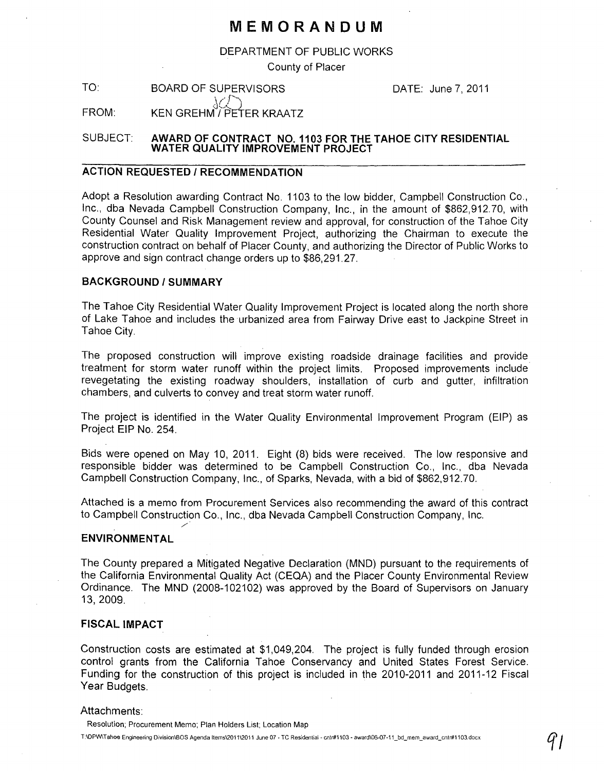# MEMORANDUM

DEPARTMENT OF PUBLIC WORKS

County of Placer

TO: BOARD OF SUPERVISORS DATE: June 7, 2011

FROM: KEN GREHM / PETER KRAATZ

SUBJECT: **AWARD OF CONTRACT NO. 1103 FOR THE TAHOE CITY RESIDENTIAL WATER QUALITY IMPROVEMENT PROJECT**

## ACTION REQUESTED / RECOMMENDATION

Adopt a Resolution awarding Contract No. 1103 to the low bidder, Campbell Construction Co., Inc., dba Nevada Campbell Construction Company, Inc., in the amount of $862,912.70, with County Counsel and Risk Management review and approval, for construction of the Tahoe City Residential Water Quality Improvement Project, authorizing the Chairman to execute the construction contract on behalf of Placer County, and authorizing the Director of Public Works to approve and sign contract change orders up to $86,291.27.

## BACKGROUND / SUMMARY

The Tahoe City Residential Water Quality Improvement Project is located along the north shore of Lake Tahoe and includes the urbanized area from Fairway Drive east to Jackpine Street in Tahoe City.

The proposed construction will improve existing roadside drainage facilities and provide treatment for storm water runoff within the project limits. Proposed improvements include revegetating the existing roadway shoulders, installation of curb and gutter, infiltration chambers, and culverts to convey and treat storm water runoff.

The project is identified in the Water Quality Environmental Improvement Program (EIP) as Project EIP No. 254.

Bids were opened on May 10, 2011. Eight (8) bids were received. The low responsive and responsible bidder was determined to be Campbell Construction Co., Inc., dba Nevada Campbell Construction Company, Inc., of Sparks, Nevada, with a bid of $862,912.70.

Attached is a memo from Procurement Services also recommending the award of this contract to Campbell Construction Co., Inc., dba Nevada Campbell Construction Company, Inc.

## ENVIRONMENTAL

The County prepared a Mitigated Negative Declaration (MND) pursuant to the requirements of the California Environmental Quality Act (CEQA) and the Placer County Environmental Review Ordinance. The MND (2008-102102) was approved by the Board of Supervisors on January 13, 2009.

## FISCAL IMPACT

Construction costs are estimated at $1,049,204. The project is fully funded through erosion control grants from the California Tahoe Conservancy and United States Forest Service. Funding for the construction of this project is included in the 2010-2011 and 2011-12 Fiscal Year Budgets.

Attachments:

Resolution; Procurement Memo; Plan Holders List; Location Map

T:\DPW\Tahoe Engineering Division\BOS Agenda Items\2011\2011 June 07 - TC Residential - cntr#1103 - award\06-07-11_bd_mem_award_cntr#1103.docx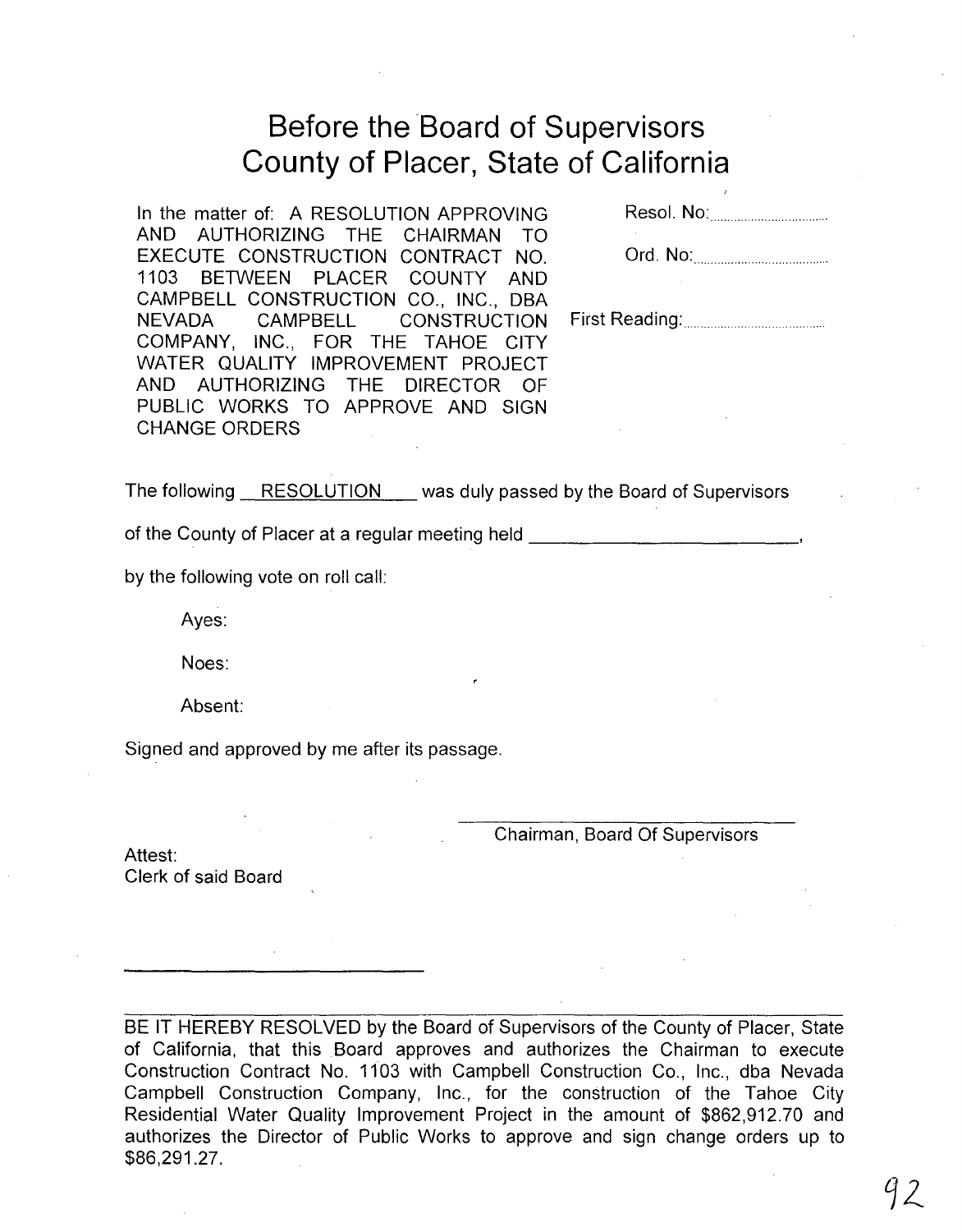# Before the Board of Supervisors
# County of Placer, State of California

In the matter of: A RESOLUTION APPROVING AND AUTHORIZING THE CHAIRMAN TO EXECUTE CONSTRUCTION CONTRACT NO. 1103 BETWEEN PLACER COUNTY AND CAMPBELL CONSTRUCTION CO., INC., DBA NEVADA CAMPBELL CONSTRUCTION COMPANY, INC., FOR THE TAHOE CITY WATER QUALITY IMPROVEMENT PROJECT AND AUTHORIZING THE DIRECTOR OF PUBLIC WORKS TO APPROVE AND SIGN CHANGE ORDERS

Resol. No:..............................

Ord. No:..............................

First Reading:..............................

The following RESOLUTION was duly passed by the Board of Supervisors

of the County of Placer at a regular meeting held ______________________,

by the following vote on roll call:

Ayes:

Noes:

Absent:

Signed and approved by me after its passage.

______________________________
Chairman, Board Of Supervisors

Attest:
Clerk of said Board

______________________________

BE IT HEREBY RESOLVED by the Board of Supervisors of the County of Placer, State of California, that this Board approves and authorizes the Chairman to execute Construction Contract No. 1103 with Campbell Construction Co., Inc., dba Nevada Campbell Construction Company, Inc., for the construction of the Tahoe City Residential Water Quality Improvement Project in the amount of $862,912.70 and authorizes the Director of Public Works to approve and sign change orders up to $86,291.27.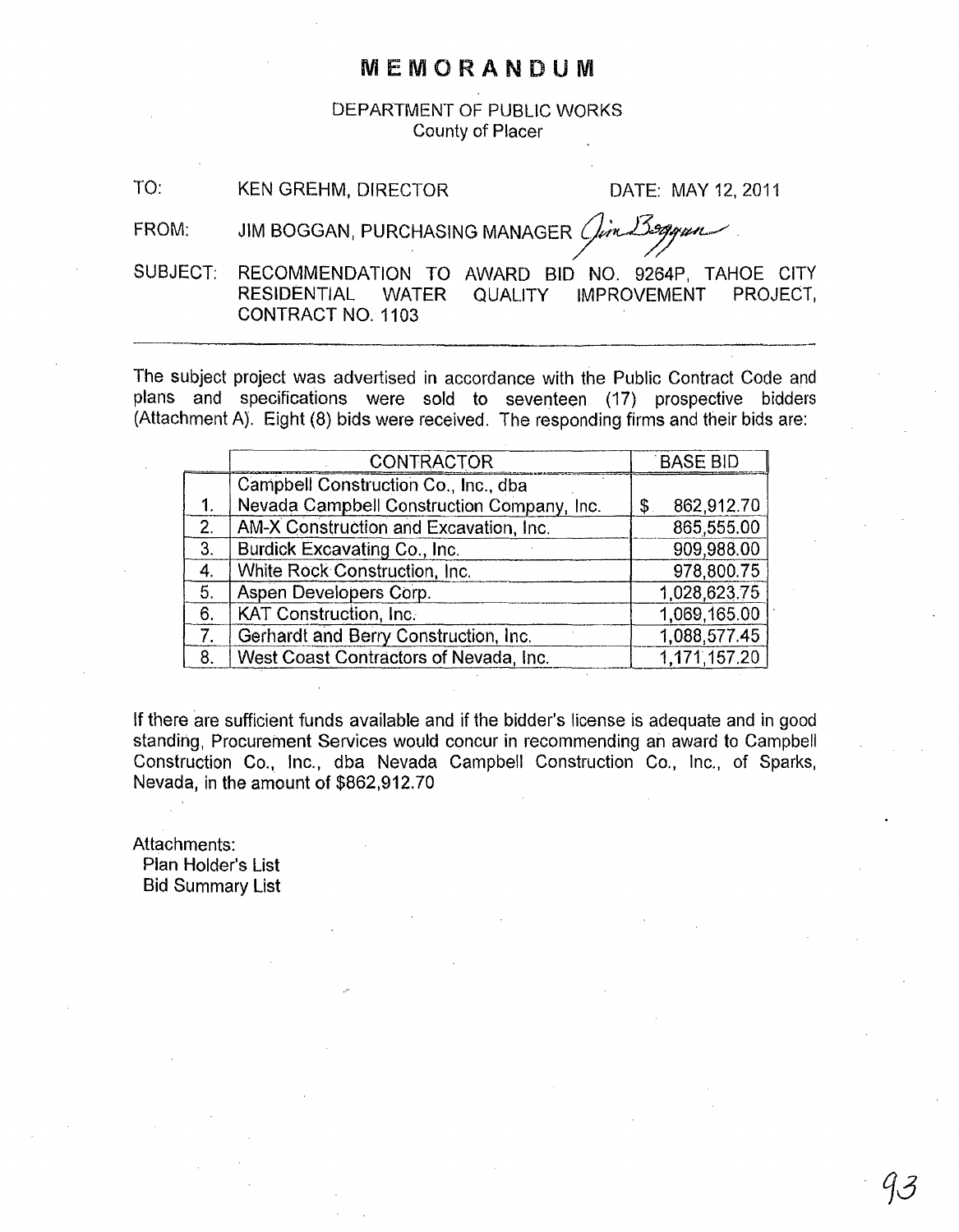# MEMORANDUM

DEPARTMENT OF PUBLIC WORKS
County of Placer

TO: KEN GREHM, DIRECTOR DATE: MAY 12, 2011

FROM: JIM BOGGAN, PURCHASING MANAGER

SUBJECT: RECOMMENDATION TO AWARD BID NO. 9264P, TAHOE CITY RESIDENTIAL WATER QUALITY IMPROVEMENT PROJECT, CONTRACT NO. 1103

---

The subject project was advertised in accordance with the Public Contract Code and plans and specifications were sold to seventeen (17) prospective bidders (Attachment A). Eight (8) bids were received. The responding firms and their bids are:

| | CONTRACTOR | BASE BID |
|---|---|---|
| 1. | Campbell Construction Co., Inc., dba Nevada Campbell Construction Company, Inc. | $ 862,912.70 |
| 2. | AM-X Construction and Excavation, Inc. | 865,555.00 |
| 3. | Burdick Excavating Co., Inc. | 909,988.00 |
| 4. | White Rock Construction, Inc. | 978,800.75 |
| 5. | Aspen Developers Corp. | 1,028,623.75 |
| 6. | KAT Construction, Inc. | 1,069,165.00 |
| 7. | Gerhardt and Berry Construction, Inc. | 1,088,577.45 |
| 8. | West Coast Contractors of Nevada, Inc. | 1,171,157.20 |

If there are sufficient funds available and if the bidder's license is adequate and in good standing, Procurement Services would concur in recommending an award to Campbell Construction Co., Inc., dba Nevada Campbell Construction Co., Inc., of Sparks, Nevada, in the amount of $862,912.70

Attachments:
- Plan Holder's List
- Bid Summary List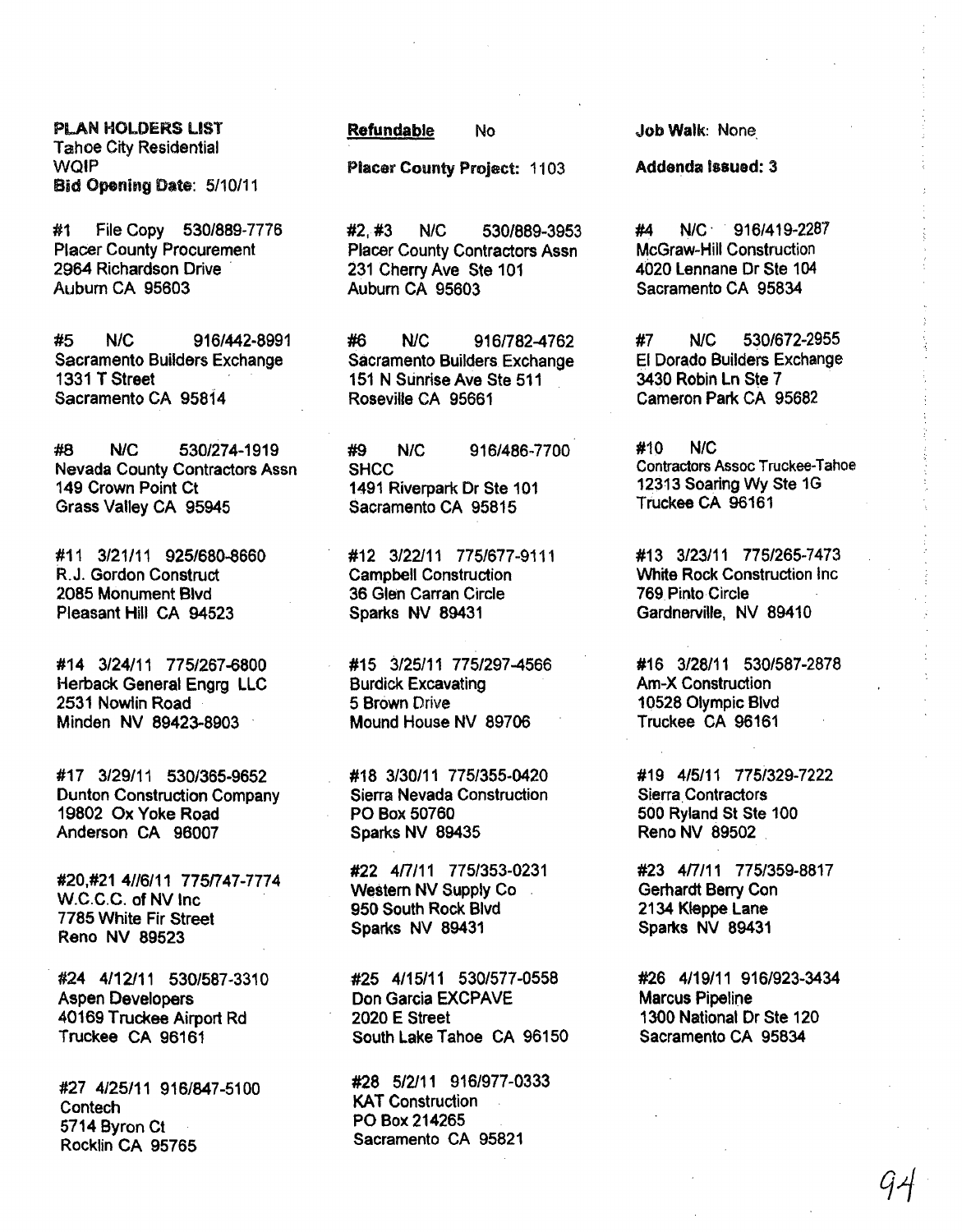**PLAN HOLDERS LIST**
Tahoe City Residential
WQIP
**Bid Opening Date**: 5/10/11

**Refundable** No

**Placer County Project:** 1103

**Job Walk**: None

**Addenda Issued: 3**

#1 File Copy 530/889-7776
Placer County Procurement
2964 Richardson Drive
Auburn CA 95603

#2, #3 N/C 530/889-3953
Placer County Contractors Assn
231 Cherry Ave Ste 101
Auburn CA 95603

#4 N/C 916/419-2287
McGraw-Hill Construction
4020 Lennane Dr Ste 104
Sacramento CA 95834

#5 N/C 916/442-8991
Sacramento Builders Exchange
1331 T Street
Sacramento CA 95814

#6 N/C 916/782-4762
Sacramento Builders Exchange
151 N Sunrise Ave Ste 511
Roseville CA 95661

#7 N/C 530/672-2955
El Dorado Builders Exchange
3430 Robin Ln Ste 7
Cameron Park CA 95682

#8 N/C 530/274-1919
Nevada County Contractors Assn
149 Crown Point Ct
Grass Valley CA 95945

#9 N/C 916/486-7700
SHCC
1491 Riverpark Dr Ste 101
Sacramento CA 95815

#10 N/C
Contractors Assoc Truckee-Tahoe
12313 Soaring Wy Ste 1G
Truckee CA 96161

#11 3/21/11 925/680-8660
R.J. Gordon Construct
2085 Monument Blvd
Pleasant Hill CA 94523

#12 3/22/11 775/677-9111
Campbell Construction
36 Glen Carran Circle
Sparks NV 89431

#13 3/23/11 775/265-7473
White Rock Construction Inc
769 Pinto Circle
Gardnerville, NV 89410

#14 3/24/11 775/267-6800
Herback General Engrg LLC
2531 Nowlin Road
Minden NV 89423-8903

#15 3/25/11 775/297-4566
Burdick Excavating
5 Brown Drive
Mound House NV 89706

#16 3/28/11 530/587-2878
Am-X Construction
10528 Olympic Blvd
Truckee CA 96161

#17 3/29/11 530/365-9652
Dunton Construction Company
19802 Ox Yoke Road
Anderson CA 96007

#18 3/30/11 775/355-0420
Sierra Nevada Construction
PO Box 50760
Sparks NV 89435

#19 4/5/11 775/329-7222
Sierra Contractors
500 Ryland St Ste 100
Reno NV 89502

#20,#21 4//6/11 775/747-7774
W.C.C.C. of NV Inc
7785 White Fir Street
Reno NV 89523

#22 4/7/11 775/353-0231
Western NV Supply Co
950 South Rock Blvd
Sparks NV 89431

#23 4/7/11 775/359-8817
Gerhardt Berry Con
2134 Kleppe Lane
Sparks NV 89431

#24 4/12/11 530/587-3310
Aspen Developers
40169 Truckee Airport Rd
Truckee CA 96161

#25 4/15/11 530/577-0558
Don Garcia EXCPAVE
2020 E Street
South Lake Tahoe CA 96150

#26 4/19/11 916/923-3434
Marcus Pipeline
1300 National Dr Ste 120
Sacramento CA 95834

#27 4/25/11 916/847-5100
Contech
5714 Byron Ct
Rocklin CA 95765

#28 5/2/11 916/977-0333
KAT Construction
PO Box 214265
Sacramento CA 95821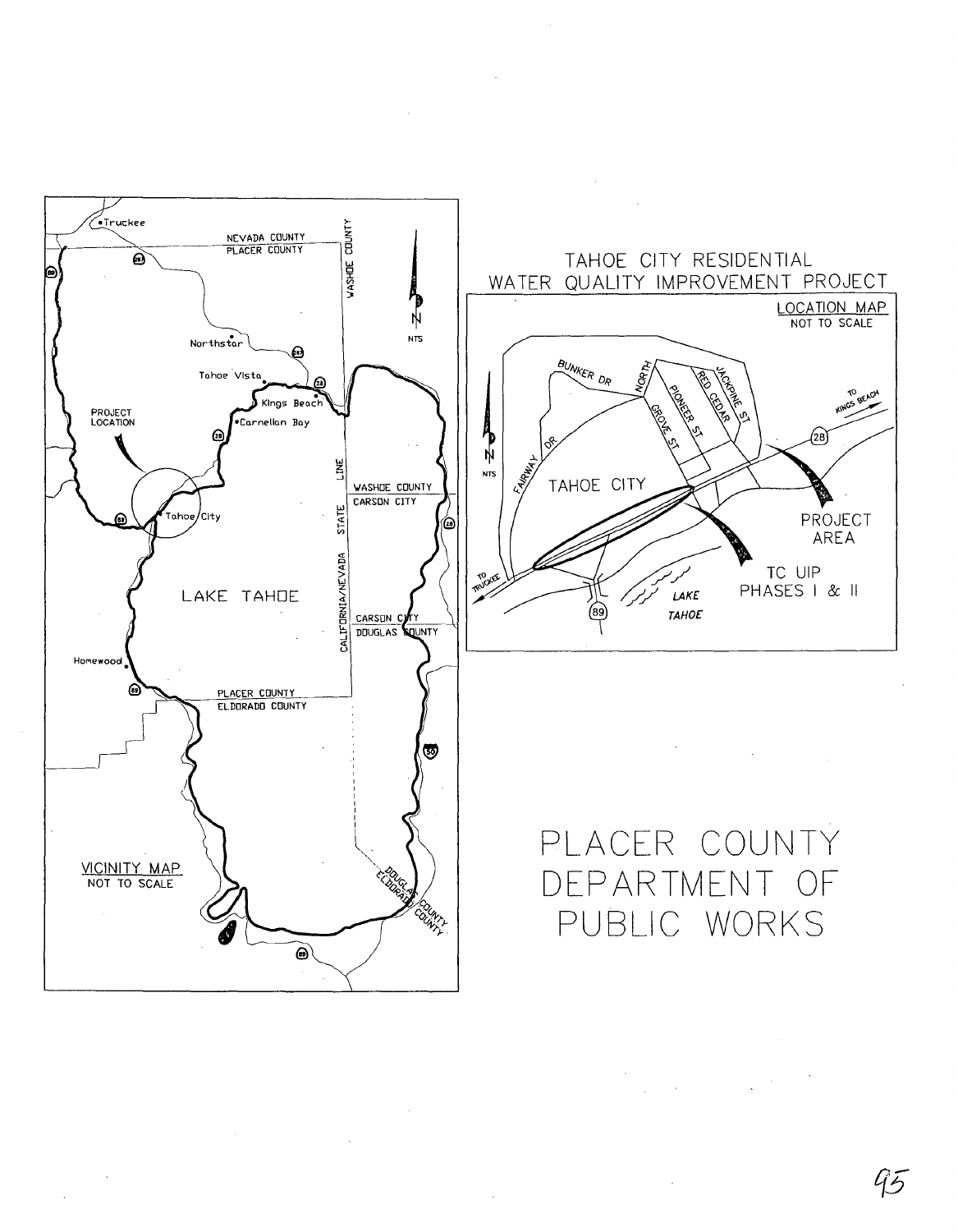TAHOE CITY RESIDENTIAL
WATER QUALITY IMPROVEMENT PROJECT

LOCATION MAP
NOT TO SCALE

BUNKER DR
NORTH
GROVE ST
PIONEER ST
RED CEDAR
JACKPINE ST
FAIRWAY DR
TAHOE CITY
TO KINGS BEACH
28
PROJECT AREA
TO TRUCKEE
89
LAKE TAHOE
TC UIP PHASES I & II
N
NTS

Truckee
NEVADA COUNTY
PLACER COUNTY
WASHOE COUNTY
267
89
Northstar
Tahoe Vista
Kings Beach
28
Carnelian Bay
PROJECT LOCATION
WASHOE COUNTY
CARSON CITY
CALIFORNIA/NEVADA STATE LINE
Tahoe City
LAKE TAHOE
CARSON CITY
DOUGLAS COUNTY
Homewood
PLACER COUNTY
ELDORADO COUNTY
50
DOUGLAS COUNTY
ELDORADO COUNTY
VICINITY MAP
NOT TO SCALE
N
NTS

# PLACER COUNTY DEPARTMENT OF PUBLIC WORKS